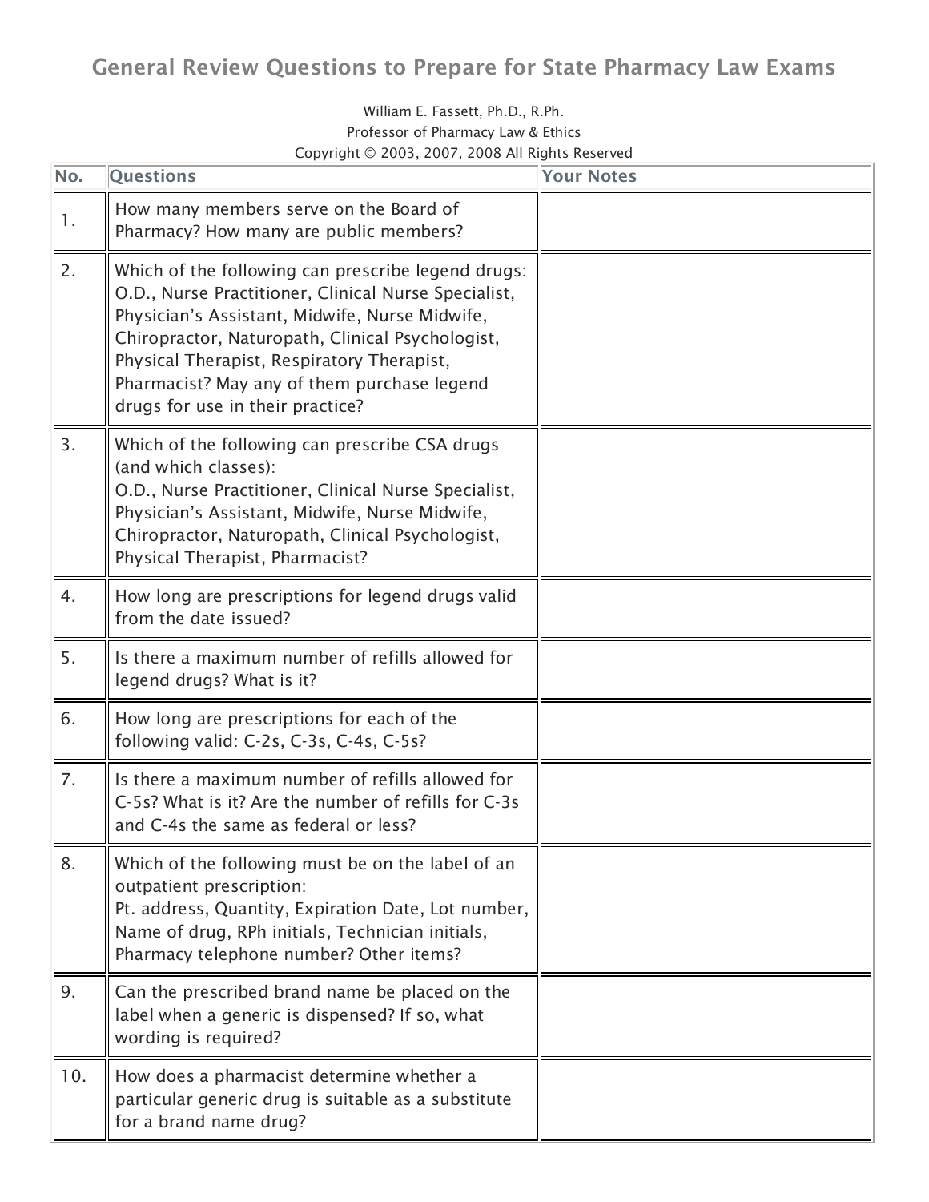# General Review Questions to Prepare for State Pharmacy Law Exams

William E. Fassett, Ph.D., R.Ph.
Professor of Pharmacy Law & Ethics
Copyright © 2003, 2007, 2008 All Rights Reserved

| No. | Questions | Your Notes |
|---|---|---|
| 1. | How many members serve on the Board of Pharmacy? How many are public members? | |
| 2. | Which of the following can prescribe legend drugs: O.D., Nurse Practitioner, Clinical Nurse Specialist, Physician's Assistant, Midwife, Nurse Midwife, Chiropractor, Naturopath, Clinical Psychologist, Physical Therapist, Respiratory Therapist, Pharmacist? May any of them purchase legend drugs for use in their practice? | |
| 3. | Which of the following can prescribe CSA drugs (and which classes): O.D., Nurse Practitioner, Clinical Nurse Specialist, Physician's Assistant, Midwife, Nurse Midwife, Chiropractor, Naturopath, Clinical Psychologist, Physical Therapist, Pharmacist? | |
| 4. | How long are prescriptions for legend drugs valid from the date issued? | |
| 5. | Is there a maximum number of refills allowed for legend drugs? What is it? | |
| 6. | How long are prescriptions for each of the following valid: C-2s, C-3s, C-4s, C-5s? | |
| 7. | Is there a maximum number of refills allowed for C-5s? What is it? Are the number of refills for C-3s and C-4s the same as federal or less? | |
| 8. | Which of the following must be on the label of an outpatient prescription: Pt. address, Quantity, Expiration Date, Lot number, Name of drug, RPh initials, Technician initials, Pharmacy telephone number? Other items? | |
| 9. | Can the prescribed brand name be placed on the label when a generic is dispensed? If so, what wording is required? | |
| 10. | How does a pharmacist determine whether a particular generic drug is suitable as a substitute for a brand name drug? | |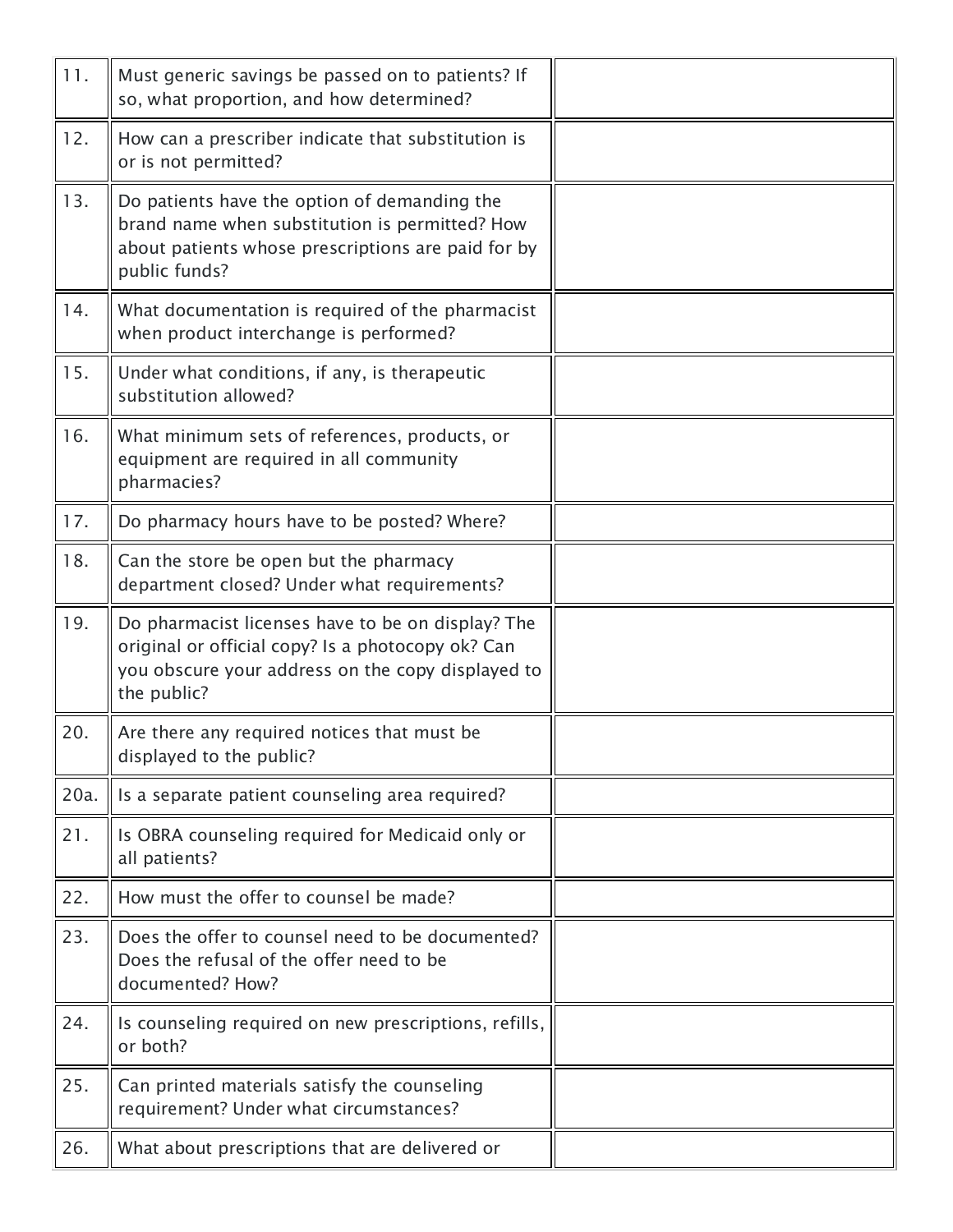| | | |
|---|---|---|
| 11. | Must generic savings be passed on to patients? If so, what proportion, and how determined? | |
| 12. | How can a prescriber indicate that substitution is or is not permitted? | |
| 13. | Do patients have the option of demanding the brand name when substitution is permitted? How about patients whose prescriptions are paid for by public funds? | |
| 14. | What documentation is required of the pharmacist when product interchange is performed? | |
| 15. | Under what conditions, if any, is therapeutic substitution allowed? | |
| 16. | What minimum sets of references, products, or equipment are required in all community pharmacies? | |
| 17. | Do pharmacy hours have to be posted? Where? | |
| 18. | Can the store be open but the pharmacy department closed? Under what requirements? | |
| 19. | Do pharmacist licenses have to be on display? The original or official copy? Is a photocopy ok? Can you obscure your address on the copy displayed to the public? | |
| 20. | Are there any required notices that must be displayed to the public? | |
| 20a. | Is a separate patient counseling area required? | |
| 21. | Is OBRA counseling required for Medicaid only or all patients? | |
| 22. | How must the offer to counsel be made? | |
| 23. | Does the offer to counsel need to be documented? Does the refusal of the offer need to be documented? How? | |
| 24. | Is counseling required on new prescriptions, refills, or both? | |
| 25. | Can printed materials satisfy the counseling requirement? Under what circumstances? | |
| 26. | What about prescriptions that are delivered or | |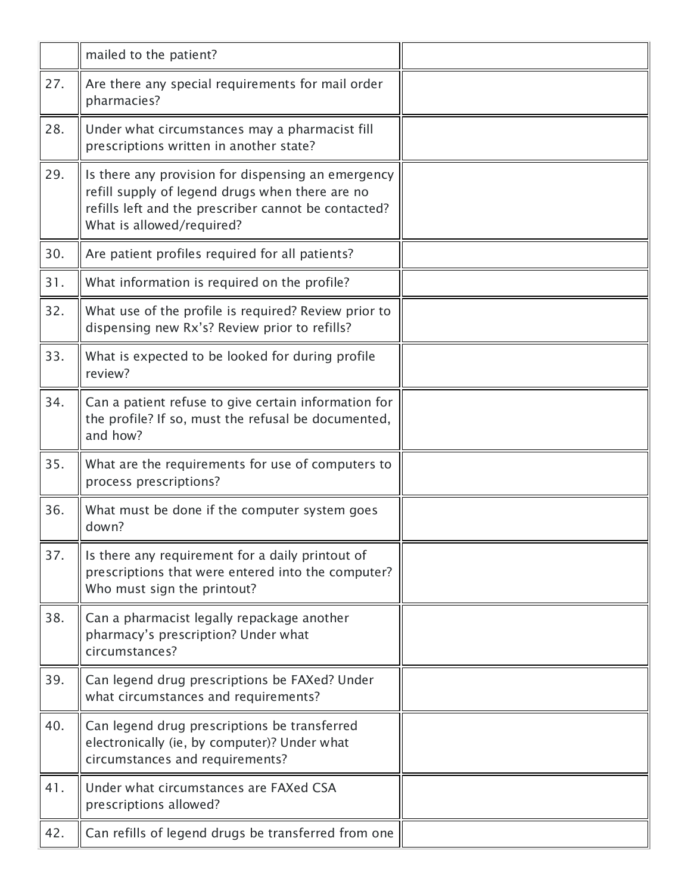| | | |
|---|---|---|
| | mailed to the patient? | |
| 27. | Are there any special requirements for mail order pharmacies? | |
| 28. | Under what circumstances may a pharmacist fill prescriptions written in another state? | |
| 29. | Is there any provision for dispensing an emergency refill supply of legend drugs when there are no refills left and the prescriber cannot be contacted? What is allowed/required? | |
| 30. | Are patient profiles required for all patients? | |
| 31. | What information is required on the profile? | |
| 32. | What use of the profile is required? Review prior to dispensing new Rx's? Review prior to refills? | |
| 33. | What is expected to be looked for during profile review? | |
| 34. | Can a patient refuse to give certain information for the profile? If so, must the refusal be documented, and how? | |
| 35. | What are the requirements for use of computers to process prescriptions? | |
| 36. | What must be done if the computer system goes down? | |
| 37. | Is there any requirement for a daily printout of prescriptions that were entered into the computer? Who must sign the printout? | |
| 38. | Can a pharmacist legally repackage another pharmacy's prescription? Under what circumstances? | |
| 39. | Can legend drug prescriptions be FAXed? Under what circumstances and requirements? | |
| 40. | Can legend drug prescriptions be transferred electronically (ie, by computer)? Under what circumstances and requirements? | |
| 41. | Under what circumstances are FAXed CSA prescriptions allowed? | |
| 42. | Can refills of legend drugs be transferred from one | |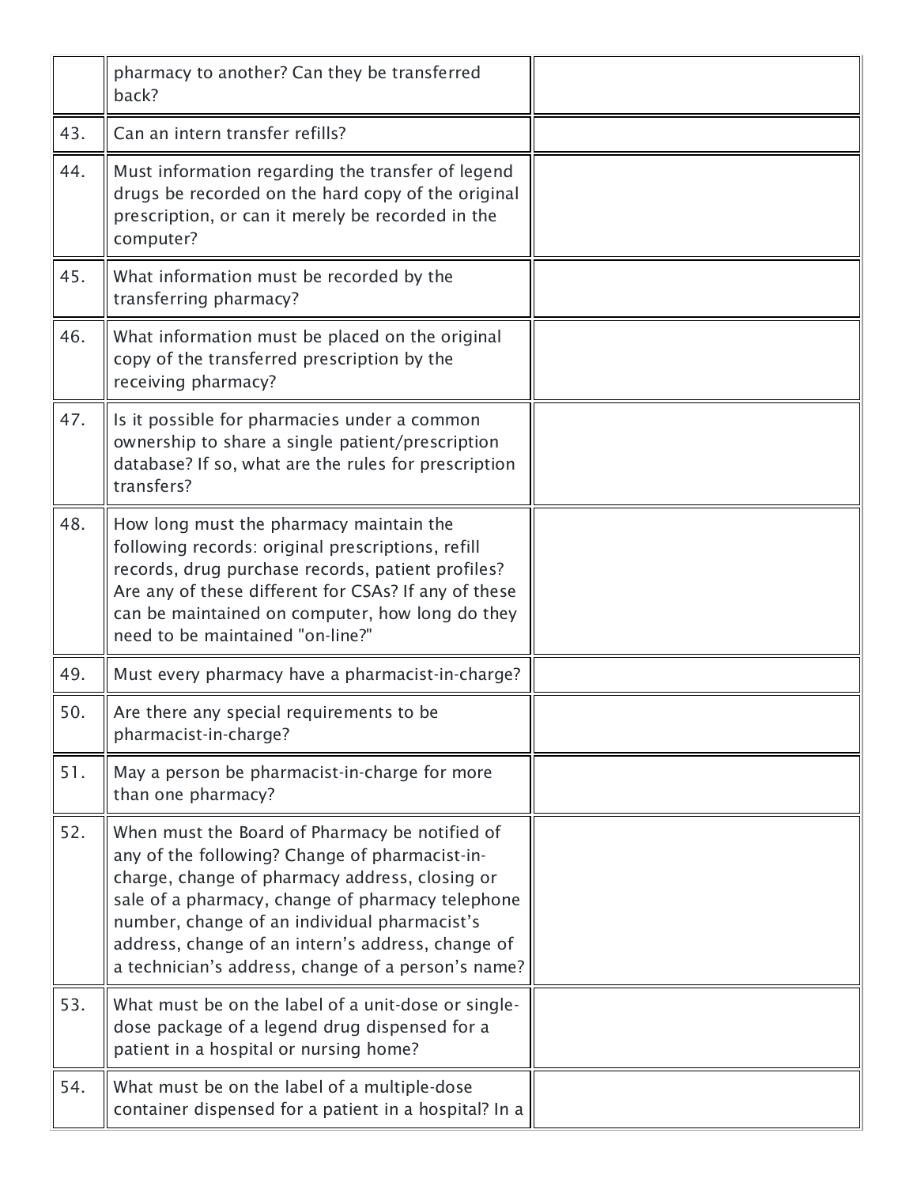| | | |
|---|---|---|
| | pharmacy to another? Can they be transferred back? | |
| 43. | Can an intern transfer refills? | |
| 44. | Must information regarding the transfer of legend drugs be recorded on the hard copy of the original prescription, or can it merely be recorded in the computer? | |
| 45. | What information must be recorded by the transferring pharmacy? | |
| 46. | What information must be placed on the original copy of the transferred prescription by the receiving pharmacy? | |
| 47. | Is it possible for pharmacies under a common ownership to share a single patient/prescription database? If so, what are the rules for prescription transfers? | |
| 48. | How long must the pharmacy maintain the following records: original prescriptions, refill records, drug purchase records, patient profiles? Are any of these different for CSAs? If any of these can be maintained on computer, how long do they need to be maintained "on-line?" | |
| 49. | Must every pharmacy have a pharmacist-in-charge? | |
| 50. | Are there any special requirements to be pharmacist-in-charge? | |
| 51. | May a person be pharmacist-in-charge for more than one pharmacy? | |
| 52. | When must the Board of Pharmacy be notified of any of the following? Change of pharmacist-in-charge, change of pharmacy address, closing or sale of a pharmacy, change of pharmacy telephone number, change of an individual pharmacist's address, change of an intern's address, change of a technician's address, change of a person's name? | |
| 53. | What must be on the label of a unit-dose or single-dose package of a legend drug dispensed for a patient in a hospital or nursing home? | |
| 54. | What must be on the label of a multiple-dose container dispensed for a patient in a hospital? In a | |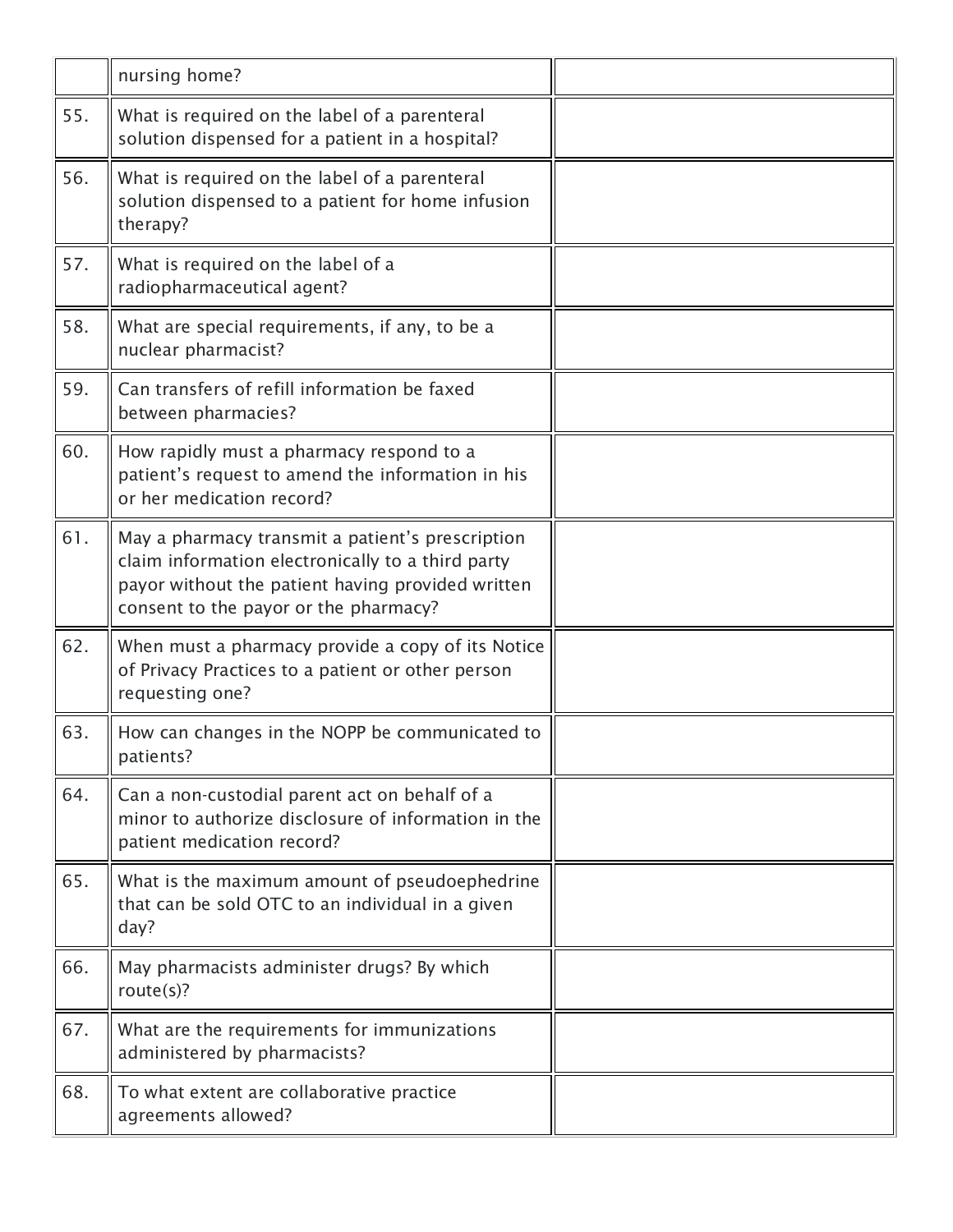| | | |
|---|---|---|
| | nursing home? | |
| 55. | What is required on the label of a parenteral solution dispensed for a patient in a hospital? | |
| 56. | What is required on the label of a parenteral solution dispensed to a patient for home infusion therapy? | |
| 57. | What is required on the label of a radiopharmaceutical agent? | |
| 58. | What are special requirements, if any, to be a nuclear pharmacist? | |
| 59. | Can transfers of refill information be faxed between pharmacies? | |
| 60. | How rapidly must a pharmacy respond to a patient's request to amend the information in his or her medication record? | |
| 61. | May a pharmacy transmit a patient's prescription claim information electronically to a third party payor without the patient having provided written consent to the payor or the pharmacy? | |
| 62. | When must a pharmacy provide a copy of its Notice of Privacy Practices to a patient or other person requesting one? | |
| 63. | How can changes in the NOPP be communicated to patients? | |
| 64. | Can a non-custodial parent act on behalf of a minor to authorize disclosure of information in the patient medication record? | |
| 65. | What is the maximum amount of pseudoephedrine that can be sold OTC to an individual in a given day? | |
| 66. | May pharmacists administer drugs? By which route(s)? | |
| 67. | What are the requirements for immunizations administered by pharmacists? | |
| 68. | To what extent are collaborative practice agreements allowed? | |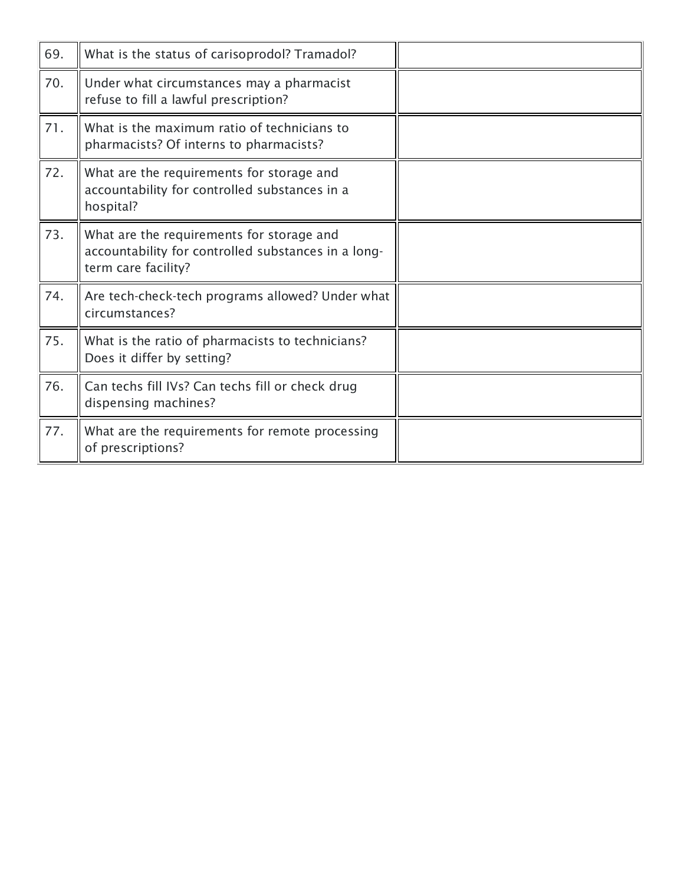| | | |
| --- | --- | --- |
| 69. | What is the status of carisoprodol? Tramadol? | |
| 70. | Under what circumstances may a pharmacist refuse to fill a lawful prescription? | |
| 71. | What is the maximum ratio of technicians to pharmacists? Of interns to pharmacists? | |
| 72. | What are the requirements for storage and accountability for controlled substances in a hospital? | |
| 73. | What are the requirements for storage and accountability for controlled substances in a long-term care facility? | |
| 74. | Are tech-check-tech programs allowed? Under what circumstances? | |
| 75. | What is the ratio of pharmacists to technicians? Does it differ by setting? | |
| 76. | Can techs fill IVs? Can techs fill or check drug dispensing machines? | |
| 77. | What are the requirements for remote processing of prescriptions? | |